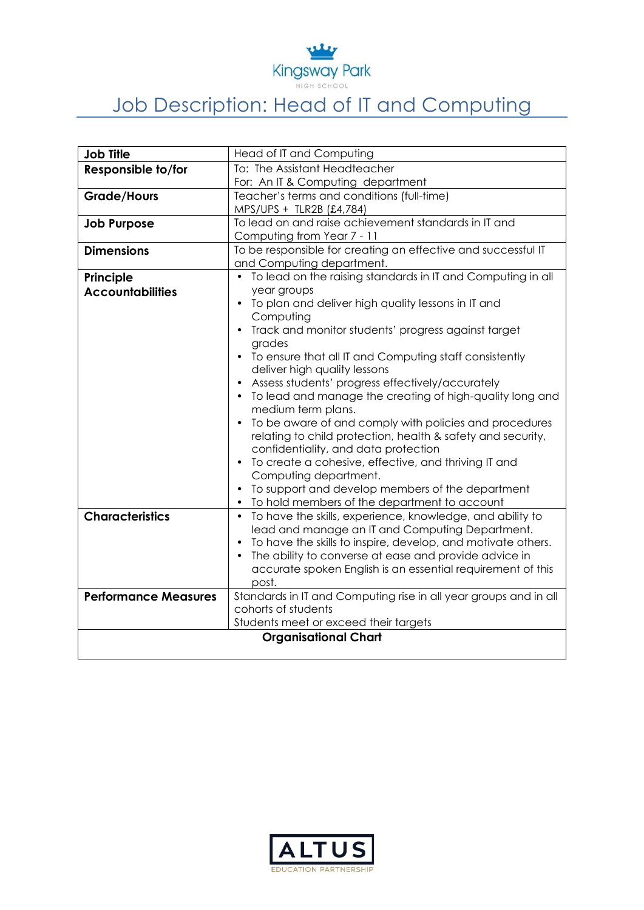Kingsway Park
HIGH SCHOOL

# Job Description: Head of IT and Computing

| **Job Title** | Head of IT and Computing |
|---|---|
| **Responsible to/for** | To: The Assistant Headteacher<br>For: An IT & Computing department |
| **Grade/Hours** | Teacher's terms and conditions (full-time)<br>MPS/UPS + TLR2B (£4,784) |
| **Job Purpose** | To lead on and raise achievement standards in IT and Computing from Year 7 - 11 |
| **Dimensions** | To be responsible for creating an effective and successful IT and Computing department. |
| **Principle Accountabilities** | • To lead on the raising standards in IT and Computing in all year groups<br>• To plan and deliver high quality lessons in IT and Computing<br>• Track and monitor students' progress against target grades<br>• To ensure that all IT and Computing staff consistently deliver high quality lessons<br>• Assess students' progress effectively/accurately<br>• To lead and manage the creating of high-quality long and medium term plans.<br>• To be aware of and comply with policies and procedures relating to child protection, health & safety and security, confidentiality, and data protection<br>• To create a cohesive, effective, and thriving IT and Computing department.<br>• To support and develop members of the department<br>• To hold members of the department to account |
| **Characteristics** | • To have the skills, experience, knowledge, and ability to lead and manage an IT and Computing Department.<br>• To have the skills to inspire, develop, and motivate others.<br>• The ability to converse at ease and provide advice in accurate spoken English is an essential requirement of this post. |
| **Performance Measures** | Standards in IT and Computing rise in all year groups and in all cohorts of students<br>Students meet or exceed their targets |
| **Organisational Chart** | |

ALTUS
EDUCATION PARTNERSHIP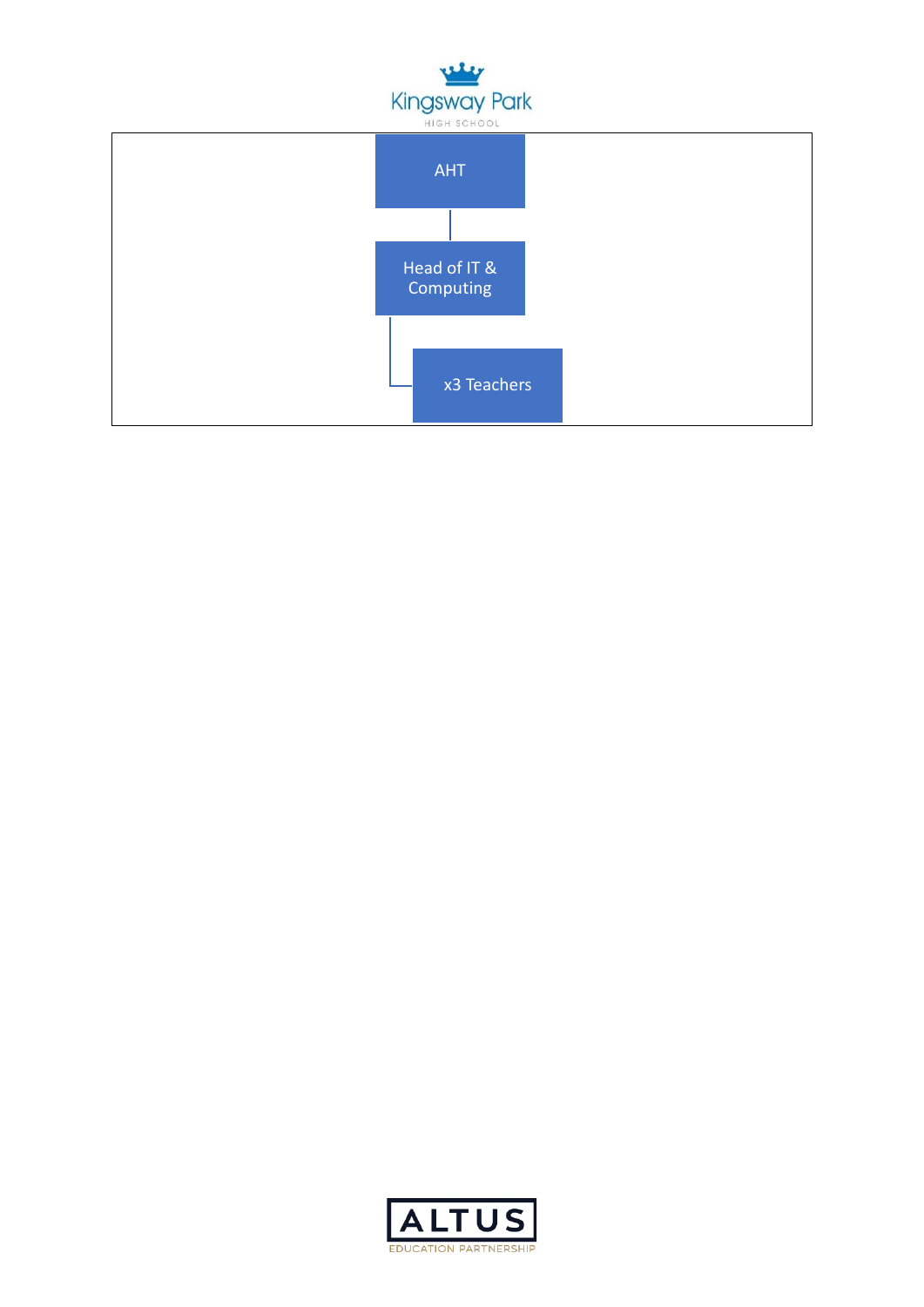Kingsway Park

HIGH SCHOOL

AHT

Head of IT & Computing

x3 Teachers

ALTUS

EDUCATION PARTNERSHIP